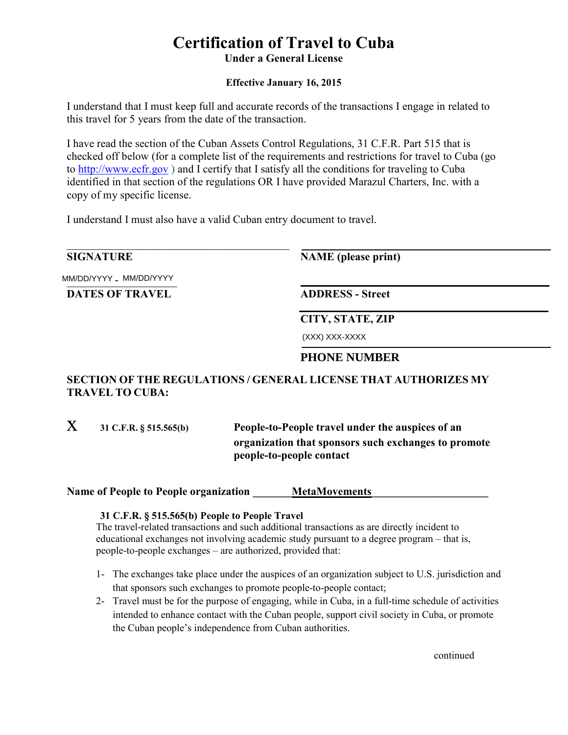# Certification of Travel to Cuba

**Under a General License**

**Effective January 16, 2015**

I understand that I must keep full and accurate records of the transactions I engage in related to this travel for 5 years from the date of the transaction.

I have read the section of the Cuban Assets Control Regulations, 31 C.F.R. Part 515 that is checked off below (for a complete list of the requirements and restrictions for travel to Cuba (go to http://www.ecfr.gov ) and I certify that I satisfy all the conditions for traveling to Cuba identified in that section of the regulations OR I have provided Marazul Charters, Inc. with a copy of my specific license.

I understand I must also have a valid Cuban entry document to travel.

**SIGNATURE** ______________________

**NAME (please print)** ______________________

MM/DD/YYYY - MM/DD/YYYY
**DATES OF TRAVEL**

**ADDRESS - Street** ______________________

**CITY, STATE, ZIP** ______________________

(XXX) XXX-XXXX
**PHONE NUMBER**

**SECTION OF THE REGULATIONS / GENERAL LICENSE THAT AUTHORIZES MY TRAVEL TO CUBA:**

X **31 C.F.R. § 515.565(b)** — **People-to-People travel under the auspices of an organization that sponsors such exchanges to promote people-to-people contact**

**Name of People to People organization** _______**MetaMovements**_____________________

**31 C.F.R. § 515.565(b) People to People Travel**

The travel-related transactions and such additional transactions as are directly incident to educational exchanges not involving academic study pursuant to a degree program – that is, people-to-people exchanges – are authorized, provided that:

1- The exchanges take place under the auspices of an organization subject to U.S. jurisdiction and that sponsors such exchanges to promote people-to-people contact;

2- Travel must be for the purpose of engaging, while in Cuba, in a full-time schedule of activities intended to enhance contact with the Cuban people, support civil society in Cuba, or promote the Cuban people's independence from Cuban authorities.

continued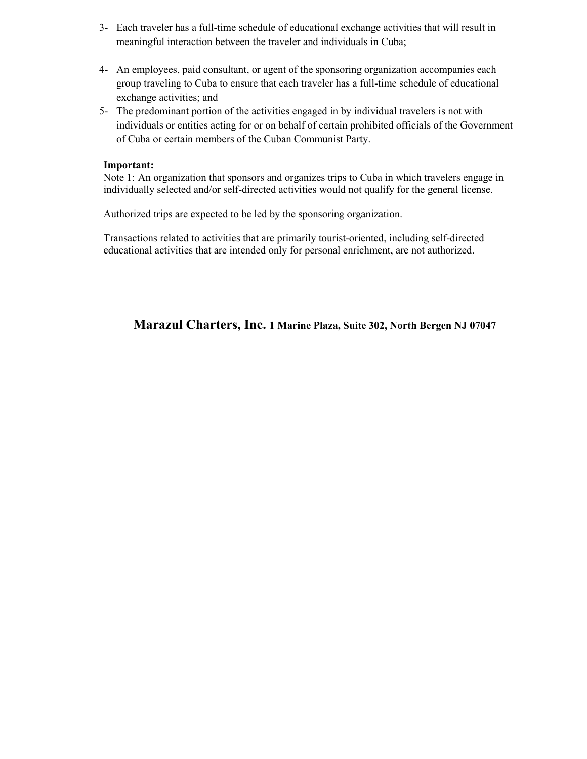3- Each traveler has a full-time schedule of educational exchange activities that will result in meaningful interaction between the traveler and individuals in Cuba;

4- An employees, paid consultant, or agent of the sponsoring organization accompanies each group traveling to Cuba to ensure that each traveler has a full-time schedule of educational exchange activities; and

5- The predominant portion of the activities engaged in by individual travelers is not with individuals or entities acting for or on behalf of certain prohibited officials of the Government of Cuba or certain members of the Cuban Communist Party.

**Important:**
Note 1: An organization that sponsors and organizes trips to Cuba in which travelers engage in individually selected and/or self-directed activities would not qualify for the general license.

Authorized trips are expected to be led by the sponsoring organization.

Transactions related to activities that are primarily tourist-oriented, including self-directed educational activities that are intended only for personal enrichment, are not authorized.

**Marazul Charters, Inc. 1 Marine Plaza, Suite 302, North Bergen NJ 07047**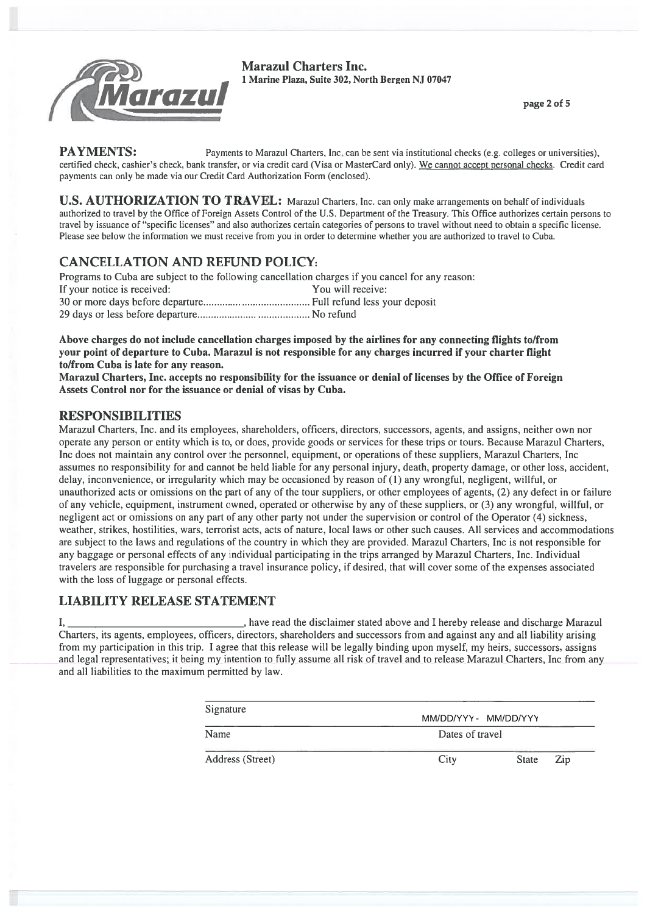**Marazul Charters Inc.**
**1 Marine Plaza, Suite 302, North Bergen NJ 07047**

## PAYMENTS:

Payments to Marazul Charters, Inc. can be sent via institutional checks (e.g. colleges or universities), certified check, cashier's check, bank transfer, or via credit card (Visa or MasterCard only). We cannot accept personal checks. Credit card payments can only be made via our Credit Card Authorization Form (enclosed).

## U.S. AUTHORIZATION TO TRAVEL:

Marazul Charters, Inc. can only make arrangements on behalf of individuals authorized to travel by the Office of Foreign Assets Control of the U.S. Department of the Treasury. This Office authorizes certain persons to travel by issuance of "specific licenses" and also authorizes certain categories of persons to travel without need to obtain a specific license. Please see below the information we must receive from you in order to determine whether you are authorized to travel to Cuba.

## CANCELLATION AND REFUND POLICY:

Programs to Cuba are subject to the following cancellation charges if you cancel for any reason:

| If your notice is received: | You will receive: |
|---|---|
| 30 or more days before departure | Full refund less your deposit |
| 29 days or less before departure | No refund |

**Above charges do not include cancellation charges imposed by the airlines for any connecting flights to/from your point of departure to Cuba. Marazul is not responsible for any charges incurred if your charter flight to/from Cuba is late for any reason.**

**Marazul Charters, Inc. accepts no responsibility for the issuance or denial of licenses by the Office of Foreign Assets Control nor for the issuance or denial of visas by Cuba.**

## RESPONSIBILITIES

Marazul Charters, Inc. and its employees, shareholders, officers, directors, successors, agents, and assigns, neither own nor operate any person or entity which is to, or does, provide goods or services for these trips or tours. Because Marazul Charters, Inc does not maintain any control over the personnel, equipment, or operations of these suppliers, Marazul Charters, Inc assumes no responsibility for and cannot be held liable for any personal injury, death, property damage, or other loss, accident, delay, inconvenience, or irregularity which may be occasioned by reason of (1) any wrongful, negligent, willful, or unauthorized acts or omissions on the part of any of the tour suppliers, or other employees of agents, (2) any defect in or failure of any vehicle, equipment, instrument owned, operated or otherwise by any of these suppliers, or (3) any wrongful, willful, or negligent act or omissions on any part of any other party not under the supervision or control of the Operator (4) sickness, weather, strikes, hostilities, wars, terrorist acts, acts of nature, local laws or other such causes. All services and accommodations are subject to the laws and regulations of the country in which they are provided. Marazul Charters, Inc is not responsible for any baggage or personal effects of any individual participating in the trips arranged by Marazul Charters, Inc. Individual travelers are responsible for purchasing a travel insurance policy, if desired, that will cover some of the expenses associated with the loss of luggage or personal effects.

## LIABILITY RELEASE STATEMENT

I, ______________________________, have read the disclaimer stated above and I hereby release and discharge Marazul Charters, its agents, employees, officers, directors, shareholders and successors from and against any and all liability arising from my participation in this trip. I agree that this release will be legally binding upon myself, my heirs, successors, assigns and legal representatives; it being my intention to fully assume all risk of travel and to release Marazul Charters, Inc from any and all liabilities to the maximum permitted by law.

______________________________
Signature

______________________________ MM/DD/YYY - MM/DD/YYY
Name Dates of travel

______________________________ ______________________________
Address (Street) City State Zip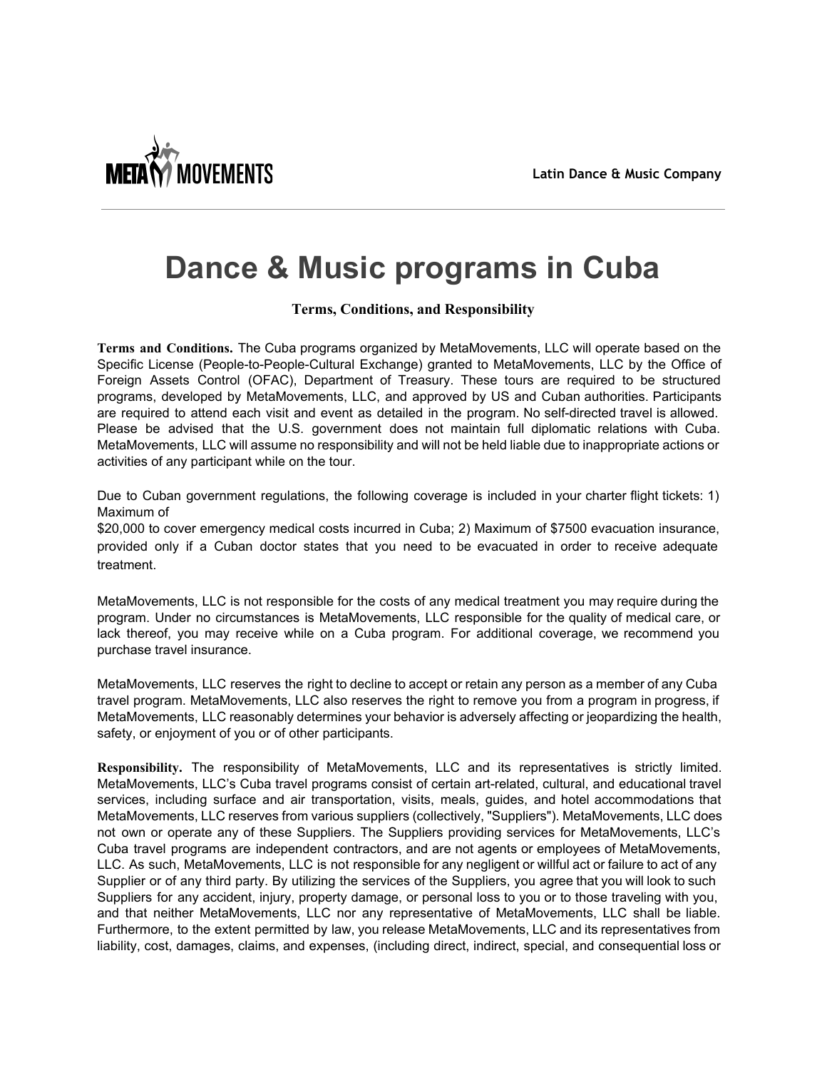**Latin Dance & Music Company**

# Dance & Music programs in Cuba

**Terms, Conditions, and Responsibility**

**Terms and Conditions.** The Cuba programs organized by MetaMovements, LLC will operate based on the Specific License (People-to-People-Cultural Exchange) granted to MetaMovements, LLC by the Office of Foreign Assets Control (OFAC), Department of Treasury. These tours are required to be structured programs, developed by MetaMovements, LLC, and approved by US and Cuban authorities. Participants are required to attend each visit and event as detailed in the program. No self-directed travel is allowed. Please be advised that the U.S. government does not maintain full diplomatic relations with Cuba. MetaMovements, LLC will assume no responsibility and will not be held liable due to inappropriate actions or activities of any participant while on the tour.

Due to Cuban government regulations, the following coverage is included in your charter flight tickets: 1) Maximum of
$20,000 to cover emergency medical costs incurred in Cuba; 2) Maximum of $7500 evacuation insurance, provided only if a Cuban doctor states that you need to be evacuated in order to receive adequate treatment.

MetaMovements, LLC is not responsible for the costs of any medical treatment you may require during the program. Under no circumstances is MetaMovements, LLC responsible for the quality of medical care, or lack thereof, you may receive while on a Cuba program. For additional coverage, we recommend you purchase travel insurance.

MetaMovements, LLC reserves the right to decline to accept or retain any person as a member of any Cuba travel program. MetaMovements, LLC also reserves the right to remove you from a program in progress, if MetaMovements, LLC reasonably determines your behavior is adversely affecting or jeopardizing the health, safety, or enjoyment of you or of other participants.

**Responsibility.** The responsibility of MetaMovements, LLC and its representatives is strictly limited. MetaMovements, LLC's Cuba travel programs consist of certain art-related, cultural, and educational travel services, including surface and air transportation, visits, meals, guides, and hotel accommodations that MetaMovements, LLC reserves from various suppliers (collectively, "Suppliers"). MetaMovements, LLC does not own or operate any of these Suppliers. The Suppliers providing services for MetaMovements, LLC's Cuba travel programs are independent contractors, and are not agents or employees of MetaMovements, LLC. As such, MetaMovements, LLC is not responsible for any negligent or willful act or failure to act of any Supplier or of any third party. By utilizing the services of the Suppliers, you agree that you will look to such Suppliers for any accident, injury, property damage, or personal loss to you or to those traveling with you, and that neither MetaMovements, LLC nor any representative of MetaMovements, LLC shall be liable. Furthermore, to the extent permitted by law, you release MetaMovements, LLC and its representatives from liability, cost, damages, claims, and expenses, (including direct, indirect, special, and consequential loss or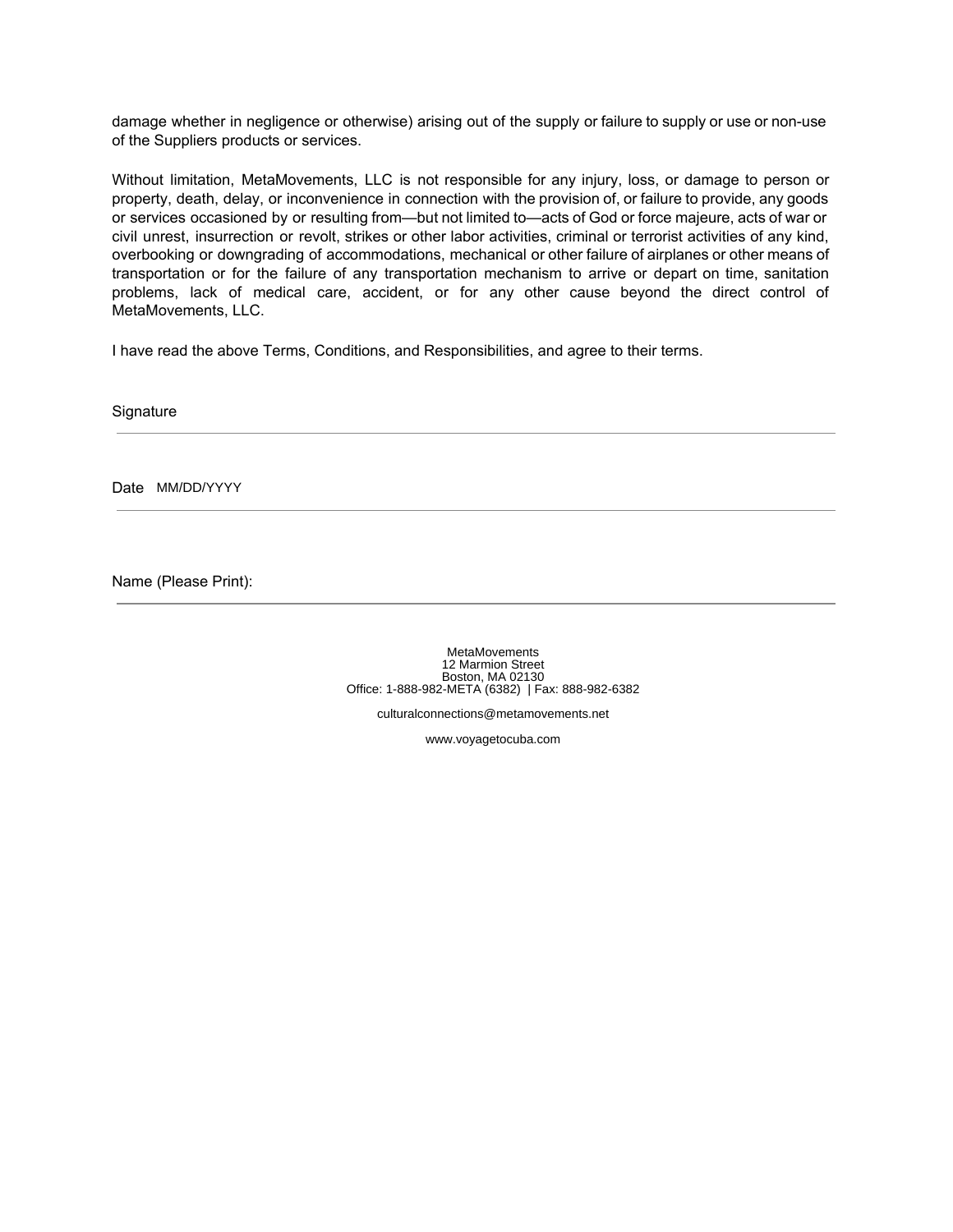damage whether in negligence or otherwise) arising out of the supply or failure to supply or use or non-use of the Suppliers products or services.

Without limitation, MetaMovements, LLC is not responsible for any injury, loss, or damage to person or property, death, delay, or inconvenience in connection with the provision of, or failure to provide, any goods or services occasioned by or resulting from—but not limited to—acts of God or force majeure, acts of war or civil unrest, insurrection or revolt, strikes or other labor activities, criminal or terrorist activities of any kind, overbooking or downgrading of accommodations, mechanical or other failure of airplanes or other means of transportation or for the failure of any transportation mechanism to arrive or depart on time, sanitation problems, lack of medical care, accident, or for any other cause beyond the direct control of MetaMovements, LLC.

I have read the above Terms, Conditions, and Responsibilities, and agree to their terms.

Signature

---

Date MM/DD/YYYY

---

Name (Please Print):

---

MetaMovements
12 Marmion Street
Boston, MA 02130
Office: 1-888-982-META (6382) | Fax: 888-982-6382

culturalconnections@metamovements.net

www.voyagetocuba.com